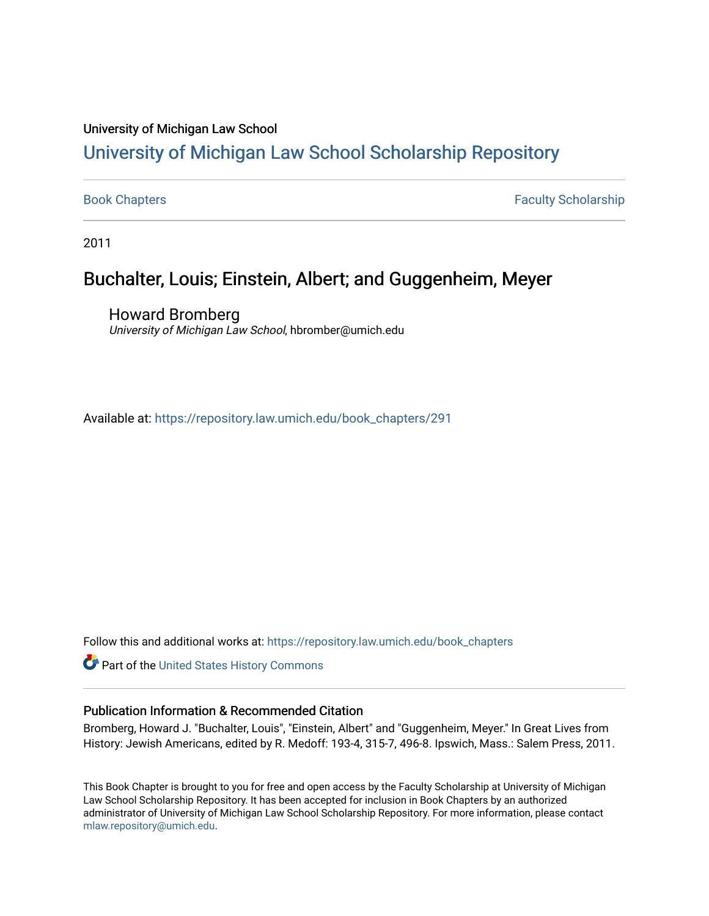University of Michigan Law School

# University of Michigan Law School Scholarship Repository

Book Chapters | Faculty Scholarship

2011

## Buchalter, Louis; Einstein, Albert; and Guggenheim, Meyer

Howard Bromberg
*University of Michigan Law School*, hbromber@umich.edu

Available at: https://repository.law.umich.edu/book_chapters/291

Follow this and additional works at: https://repository.law.umich.edu/book_chapters

Part of the United States History Commons

### Publication Information & Recommended Citation

Bromberg, Howard J. "Buchalter, Louis", "Einstein, Albert" and "Guggenheim, Meyer." In Great Lives from History: Jewish Americans, edited by R. Medoff: 193-4, 315-7, 496-8. Ipswich, Mass.: Salem Press, 2011.

This Book Chapter is brought to you for free and open access by the Faculty Scholarship at University of Michigan Law School Scholarship Repository. It has been accepted for inclusion in Book Chapters by an authorized administrator of University of Michigan Law School Scholarship Repository. For more information, please contact mlaw.repository@umich.edu.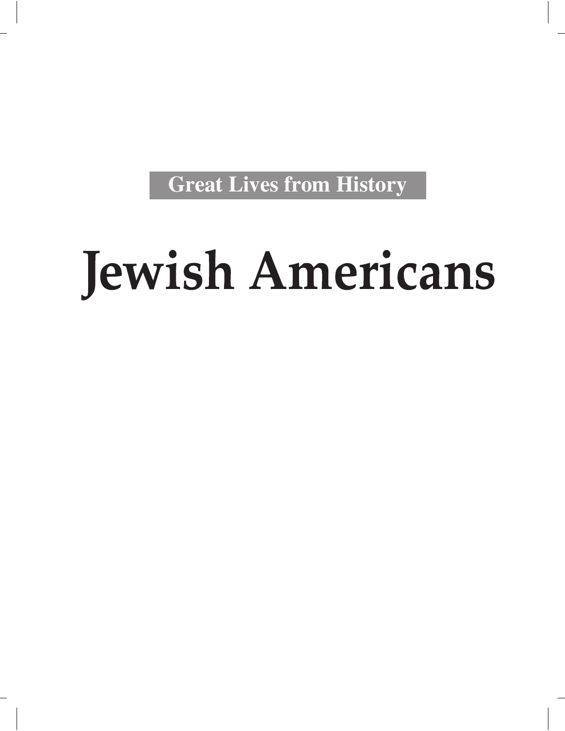Great Lives from History

# Jewish Americans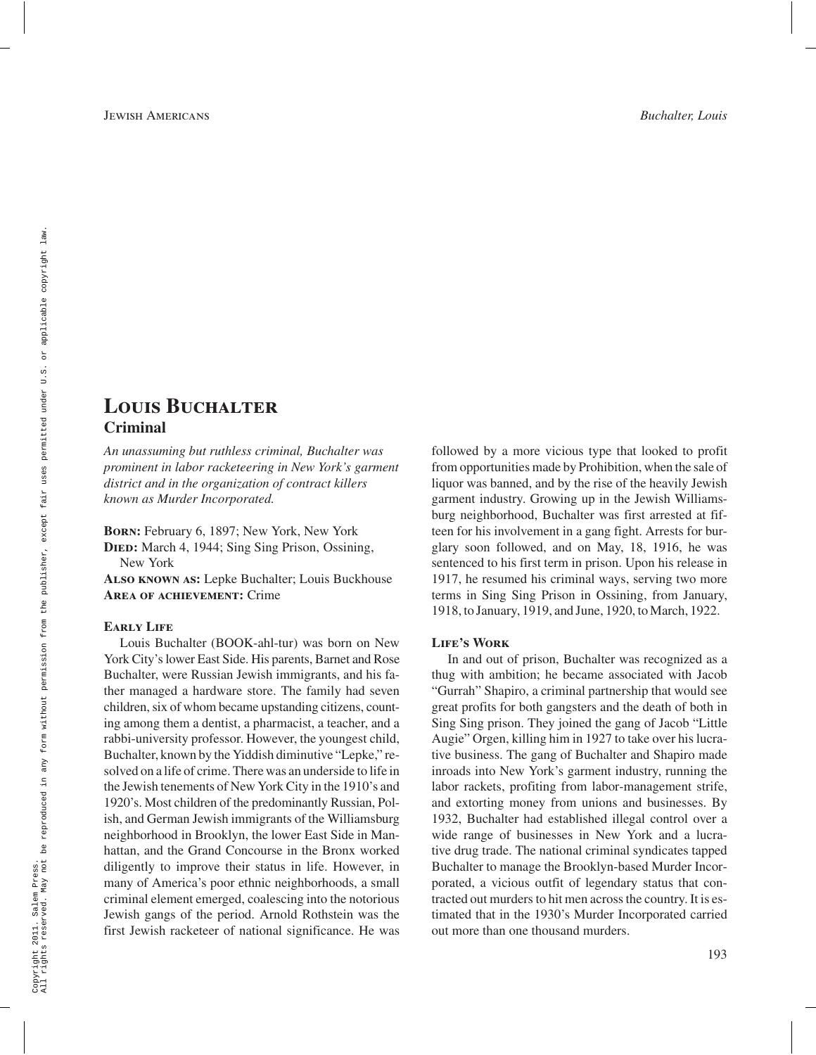# Louis Buchalter

## Criminal

*An unassuming but ruthless criminal, Buchalter was prominent in labor racketeering in New York's garment district and in the organization of contract killers known as Murder Incorporated.*

**Born:** February 6, 1897; New York, New York
**Died:** March 4, 1944; Sing Sing Prison, Ossining, New York
**Also known as:** Lepke Buchalter; Louis Buckhouse
**Area of achievement:** Crime

### Early Life

Louis Buchalter (BOOK-ahl-tur) was born on New York City's lower East Side. His parents, Barnet and Rose Buchalter, were Russian Jewish immigrants, and his father managed a hardware store. The family had seven children, six of whom became upstanding citizens, counting among them a dentist, a pharmacist, a teacher, and a rabbi-university professor. However, the youngest child, Buchalter, known by the Yiddish diminutive "Lepke," resolved on a life of crime. There was an underside to life in the Jewish tenements of New York City in the 1910's and 1920's. Most children of the predominantly Russian, Polish, and German Jewish immigrants of the Williamsburg neighborhood in Brooklyn, the lower East Side in Manhattan, and the Grand Concourse in the Bronx worked diligently to improve their status in life. However, in many of America's poor ethnic neighborhoods, a small criminal element emerged, coalescing into the notorious Jewish gangs of the period. Arnold Rothstein was the first Jewish racketeer of national significance. He was followed by a more vicious type that looked to profit from opportunities made by Prohibition, when the sale of liquor was banned, and by the rise of the heavily Jewish garment industry. Growing up in the Jewish Williamsburg neighborhood, Buchalter was first arrested at fifteen for his involvement in a gang fight. Arrests for burglary soon followed, and on May, 18, 1916, he was sentenced to his first term in prison. Upon his release in 1917, he resumed his criminal ways, serving two more terms in Sing Sing Prison in Ossining, from January, 1918, to January, 1919, and June, 1920, to March, 1922.

### Life's Work

In and out of prison, Buchalter was recognized as a thug with ambition; he became associated with Jacob "Gurrah" Shapiro, a criminal partnership that would see great profits for both gangsters and the death of both in Sing Sing prison. They joined the gang of Jacob "Little Augie" Orgen, killing him in 1927 to take over his lucrative business. The gang of Buchalter and Shapiro made inroads into New York's garment industry, running the labor rackets, profiting from labor-management strife, and extorting money from unions and businesses. By 1932, Buchalter had established illegal control over a wide range of businesses in New York and a lucrative drug trade. The national criminal syndicates tapped Buchalter to manage the Brooklyn-based Murder Incorporated, a vicious outfit of legendary status that contracted out murders to hit men across the country. It is estimated that in the 1930's Murder Incorporated carried out more than one thousand murders.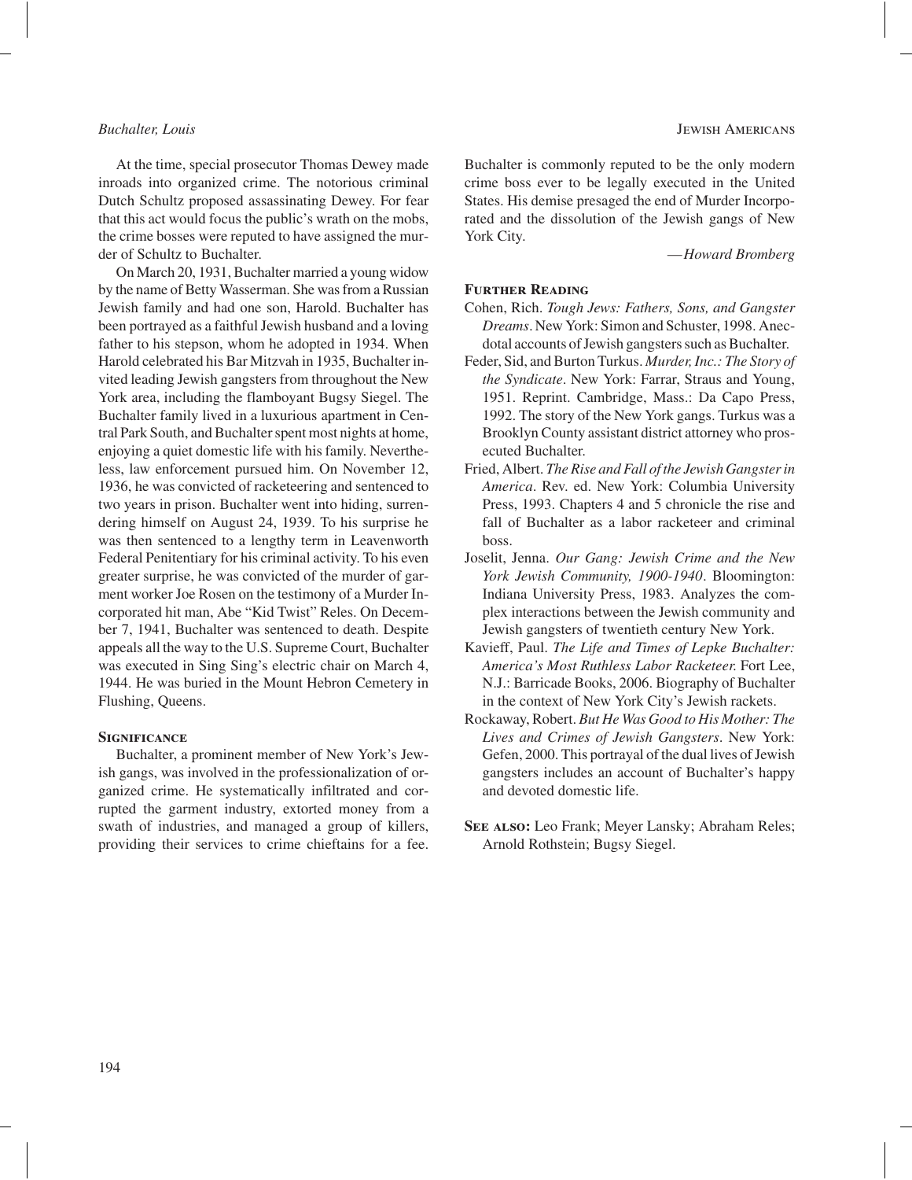At the time, special prosecutor Thomas Dewey made inroads into organized crime. The notorious criminal Dutch Schultz proposed assassinating Dewey. For fear that this act would focus the public's wrath on the mobs, the crime bosses were reputed to have assigned the murder of Schultz to Buchalter.

On March 20, 1931, Buchalter married a young widow by the name of Betty Wasserman. She was from a Russian Jewish family and had one son, Harold. Buchalter has been portrayed as a faithful Jewish husband and a loving father to his stepson, whom he adopted in 1934. When Harold celebrated his Bar Mitzvah in 1935, Buchalter invited leading Jewish gangsters from throughout the New York area, including the flamboyant Bugsy Siegel. The Buchalter family lived in a luxurious apartment in Central Park South, and Buchalter spent most nights at home, enjoying a quiet domestic life with his family. Nevertheless, law enforcement pursued him. On November 12, 1936, he was convicted of racketeering and sentenced to two years in prison. Buchalter went into hiding, surrendering himself on August 24, 1939. To his surprise he was then sentenced to a lengthy term in Leavenworth Federal Penitentiary for his criminal activity. To his even greater surprise, he was convicted of the murder of garment worker Joe Rosen on the testimony of a Murder Incorporated hit man, Abe "Kid Twist" Reles. On December 7, 1941, Buchalter was sentenced to death. Despite appeals all the way to the U.S. Supreme Court, Buchalter was executed in Sing Sing's electric chair on March 4, 1944. He was buried in the Mount Hebron Cemetery in Flushing, Queens.

## Significance

Buchalter, a prominent member of New York's Jewish gangs, was involved in the professionalization of organized crime. He systematically infiltrated and corrupted the garment industry, extorted money from a swath of industries, and managed a group of killers, providing their services to crime chieftains for a fee. Buchalter is commonly reputed to be the only modern crime boss ever to be legally executed in the United States. His demise presaged the end of Murder Incorporated and the dissolution of the Jewish gangs of New York City.

*—Howard Bromberg*

## Further Reading

Cohen, Rich. *Tough Jews: Fathers, Sons, and Gangster Dreams*. New York: Simon and Schuster, 1998. Anecdotal accounts of Jewish gangsters such as Buchalter.

Feder, Sid, and Burton Turkus. *Murder, Inc.: The Story of the Syndicate*. New York: Farrar, Straus and Young, 1951. Reprint. Cambridge, Mass.: Da Capo Press, 1992. The story of the New York gangs. Turkus was a Brooklyn County assistant district attorney who prosecuted Buchalter.

Fried, Albert. *The Rise and Fall of the Jewish Gangster in America*. Rev. ed. New York: Columbia University Press, 1993. Chapters 4 and 5 chronicle the rise and fall of Buchalter as a labor racketeer and criminal boss.

Joselit, Jenna. *Our Gang: Jewish Crime and the New York Jewish Community, 1900-1940*. Bloomington: Indiana University Press, 1983. Analyzes the complex interactions between the Jewish community and Jewish gangsters of twentieth century New York.

Kavieff, Paul. *The Life and Times of Lepke Buchalter: America's Most Ruthless Labor Racketeer.* Fort Lee, N.J.: Barricade Books, 2006. Biography of Buchalter in the context of New York City's Jewish rackets.

Rockaway, Robert. *But He Was Good to His Mother: The Lives and Crimes of Jewish Gangsters*. New York: Gefen, 2000. This portrayal of the dual lives of Jewish gangsters includes an account of Buchalter's happy and devoted domestic life.

**See also:** Leo Frank; Meyer Lansky; Abraham Reles; Arnold Rothstein; Bugsy Siegel.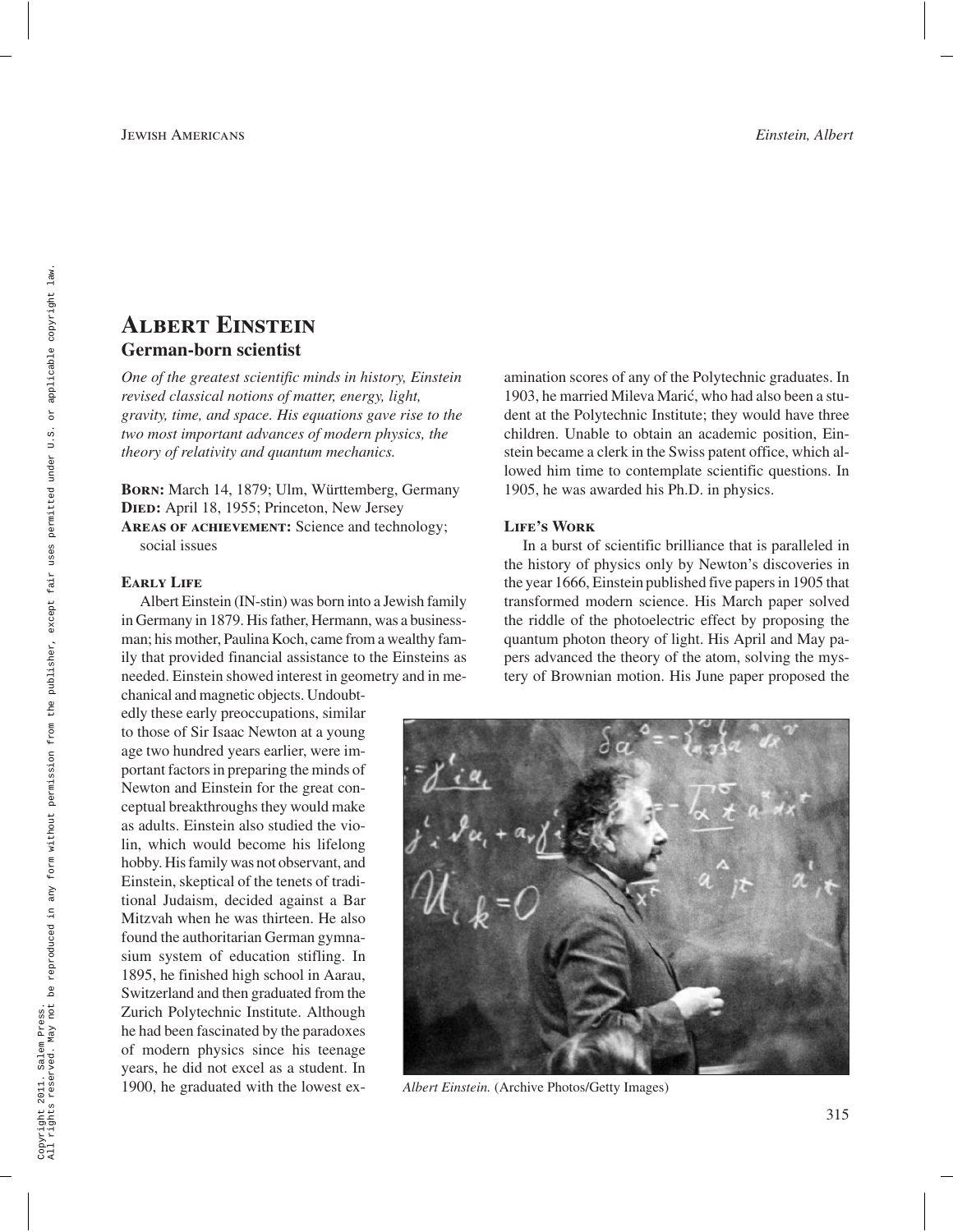# Albert Einstein

## German-born scientist

*One of the greatest scientific minds in history, Einstein revised classical notions of matter, energy, light, gravity, time, and space. His equations gave rise to the two most important advances of modern physics, the theory of relativity and quantum mechanics.*

**Born:** March 14, 1879; Ulm, Württemberg, Germany
**Died:** April 18, 1955; Princeton, New Jersey
**Areas of achievement:** Science and technology; social issues

### Early Life

Albert Einstein (IN-stin) was born into a Jewish family in Germany in 1879. His father, Hermann, was a businessman; his mother, Paulina Koch, came from a wealthy family that provided financial assistance to the Einsteins as needed. Einstein showed interest in geometry and in mechanical and magnetic objects. Undoubtedly these early preoccupations, similar to those of Sir Isaac Newton at a young age two hundred years earlier, were important factors in preparing the minds of Newton and Einstein for the great conceptual breakthroughs they would make as adults. Einstein also studied the violin, which would become his lifelong hobby. His family was not observant, and Einstein, skeptical of the tenets of traditional Judaism, decided against a Bar Mitzvah when he was thirteen. He also found the authoritarian German gymnasium system of education stifling. In 1895, he finished high school in Aarau, Switzerland and then graduated from the Zurich Polytechnic Institute. Although he had been fascinated by the paradoxes of modern physics since his teenage years, he did not excel as a student. In 1900, he graduated with the lowest examination scores of any of the Polytechnic graduates. In 1903, he married Mileva Marić, who had also been a student at the Polytechnic Institute; they would have three children. Unable to obtain an academic position, Einstein became a clerk in the Swiss patent office, which allowed him time to contemplate scientific questions. In 1905, he was awarded his Ph.D. in physics.

### Life's Work

In a burst of scientific brilliance that is paralleled in the history of physics only by Newton's discoveries in the year 1666, Einstein published five papers in 1905 that transformed modern science. His March paper solved the riddle of the photoelectric effect by proposing the quantum photon theory of light. His April and May papers advanced the theory of the atom, solving the mystery of Brownian motion. His June paper proposed the

*Albert Einstein.* (Archive Photos/Getty Images)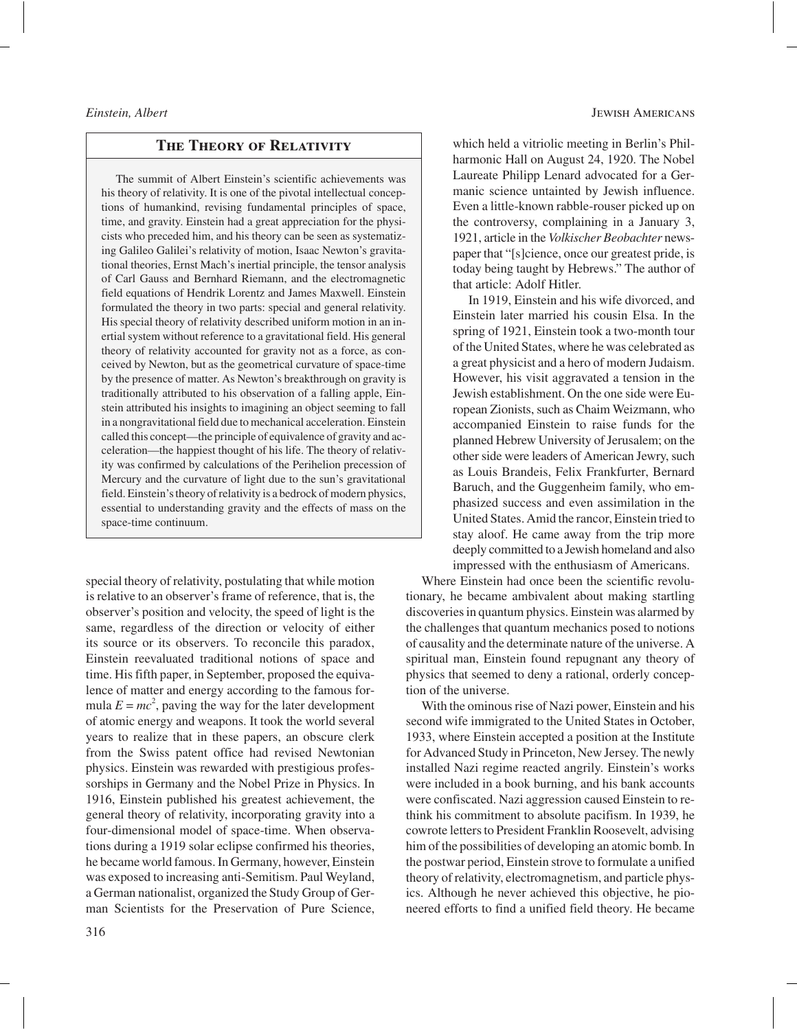## The Theory of Relativity

The summit of Albert Einstein's scientific achievements was his theory of relativity. It is one of the pivotal intellectual conceptions of humankind, revising fundamental principles of space, time, and gravity. Einstein had a great appreciation for the physicists who preceded him, and his theory can be seen as systematizing Galileo Galilei's relativity of motion, Isaac Newton's gravitational theories, Ernst Mach's inertial principle, the tensor analysis of Carl Gauss and Bernhard Riemann, and the electromagnetic field equations of Hendrik Lorentz and James Maxwell. Einstein formulated the theory in two parts: special and general relativity. His special theory of relativity described uniform motion in an inertial system without reference to a gravitational field. His general theory of relativity accounted for gravity not as a force, as conceived by Newton, but as the geometrical curvature of space-time by the presence of matter. As Newton's breakthrough on gravity is traditionally attributed to his observation of a falling apple, Einstein attributed his insights to imagining an object seeming to fall in a nongravitational field due to mechanical acceleration. Einstein called this concept—the principle of equivalence of gravity and acceleration—the happiest thought of his life. The theory of relativity was confirmed by calculations of the Perihelion precession of Mercury and the curvature of light due to the sun's gravitational field. Einstein's theory of relativity is a bedrock of modern physics, essential to understanding gravity and the effects of mass on the space-time continuum.

special theory of relativity, postulating that while motion is relative to an observer's frame of reference, that is, the observer's position and velocity, the speed of light is the same, regardless of the direction or velocity of either its source or its observers. To reconcile this paradox, Einstein reevaluated traditional notions of space and time. His fifth paper, in September, proposed the equivalence of matter and energy according to the famous formula $E = mc^2$, paving the way for the later development of atomic energy and weapons. It took the world several years to realize that in these papers, an obscure clerk from the Swiss patent office had revised Newtonian physics. Einstein was rewarded with prestigious professorships in Germany and the Nobel Prize in Physics. In 1916, Einstein published his greatest achievement, the general theory of relativity, incorporating gravity into a four-dimensional model of space-time. When observations during a 1919 solar eclipse confirmed his theories, he became world famous. In Germany, however, Einstein was exposed to increasing anti-Semitism. Paul Weyland, a German nationalist, organized the Study Group of German Scientists for the Preservation of Pure Science, which held a vitriolic meeting in Berlin's Philharmonic Hall on August 24, 1920. The Nobel Laureate Philipp Lenard advocated for a Germanic science untainted by Jewish influence. Even a little-known rabble-rouser picked up on the controversy, complaining in a January 3, 1921, article in the *Volkischer Beobachter* newspaper that "[s]cience, once our greatest pride, is today being taught by Hebrews." The author of that article: Adolf Hitler.

In 1919, Einstein and his wife divorced, and Einstein later married his cousin Elsa. In the spring of 1921, Einstein took a two-month tour of the United States, where he was celebrated as a great physicist and a hero of modern Judaism. However, his visit aggravated a tension in the Jewish establishment. On the one side were European Zionists, such as Chaim Weizmann, who accompanied Einstein to raise funds for the planned Hebrew University of Jerusalem; on the other side were leaders of American Jewry, such as Louis Brandeis, Felix Frankfurter, Bernard Baruch, and the Guggenheim family, who emphasized success and even assimilation in the United States. Amid the rancor, Einstein tried to stay aloof. He came away from the trip more deeply committed to a Jewish homeland and also impressed with the enthusiasm of Americans.

Where Einstein had once been the scientific revolutionary, he became ambivalent about making startling discoveries in quantum physics. Einstein was alarmed by the challenges that quantum mechanics posed to notions of causality and the determinate nature of the universe. A spiritual man, Einstein found repugnant any theory of physics that seemed to deny a rational, orderly conception of the universe.

With the ominous rise of Nazi power, Einstein and his second wife immigrated to the United States in October, 1933, where Einstein accepted a position at the Institute for Advanced Study in Princeton, New Jersey. The newly installed Nazi regime reacted angrily. Einstein's works were included in a book burning, and his bank accounts were confiscated. Nazi aggression caused Einstein to rethink his commitment to absolute pacifism. In 1939, he cowrote letters to President Franklin Roosevelt, advising him of the possibilities of developing an atomic bomb. In the postwar period, Einstein strove to formulate a unified theory of relativity, electromagnetism, and particle physics. Although he never achieved this objective, he pioneered efforts to find a unified field theory. He became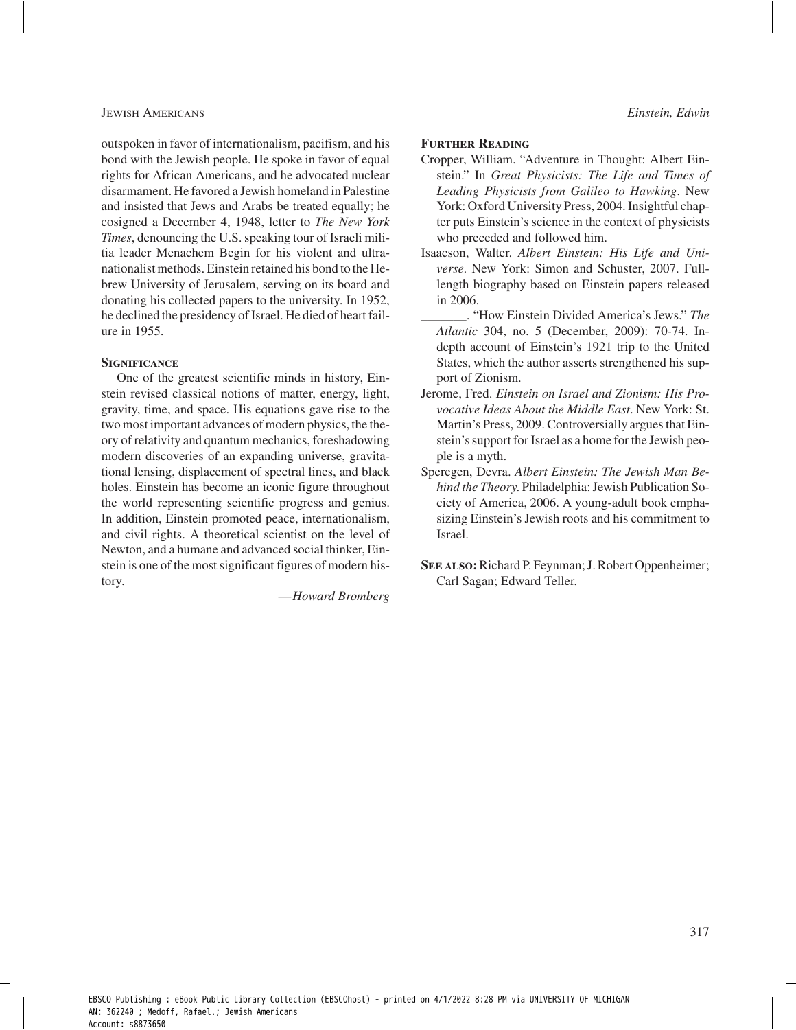outspoken in favor of internationalism, pacifism, and his bond with the Jewish people. He spoke in favor of equal rights for African Americans, and he advocated nuclear disarmament. He favored a Jewish homeland in Palestine and insisted that Jews and Arabs be treated equally; he cosigned a December 4, 1948, letter to *The New York Times*, denouncing the U.S. speaking tour of Israeli militia leader Menachem Begin for his violent and ultranationalist methods. Einstein retained his bond to the Hebrew University of Jerusalem, serving on its board and donating his collected papers to the university. In 1952, he declined the presidency of Israel. He died of heart failure in 1955.

### Significance

One of the greatest scientific minds in history, Einstein revised classical notions of matter, energy, light, gravity, time, and space. His equations gave rise to the two most important advances of modern physics, the theory of relativity and quantum mechanics, foreshadowing modern discoveries of an expanding universe, gravitational lensing, displacement of spectral lines, and black holes. Einstein has become an iconic figure throughout the world representing scientific progress and genius. In addition, Einstein promoted peace, internationalism, and civil rights. A theoretical scientist on the level of Newton, and a humane and advanced social thinker, Einstein is one of the most significant figures of modern history.

—*Howard Bromberg*

### Further Reading

Cropper, William. "Adventure in Thought: Albert Einstein." In *Great Physicists: The Life and Times of Leading Physicists from Galileo to Hawking*. New York: Oxford University Press, 2004. Insightful chapter puts Einstein's science in the context of physicists who preceded and followed him.

Isaacson, Walter. *Albert Einstein: His Life and Universe*. New York: Simon and Schuster, 2007. Full-length biography based on Einstein papers released in 2006.

_______. "How Einstein Divided America's Jews." *The Atlantic* 304, no. 5 (December, 2009): 70-74. In-depth account of Einstein's 1921 trip to the United States, which the author asserts strengthened his support of Zionism.

Jerome, Fred. *Einstein on Israel and Zionism: His Provocative Ideas About the Middle East*. New York: St. Martin's Press, 2009. Controversially argues that Einstein's support for Israel as a home for the Jewish people is a myth.

Speregen, Devra. *Albert Einstein: The Jewish Man Behind the Theory*. Philadelphia: Jewish Publication Society of America, 2006. A young-adult book emphasizing Einstein's Jewish roots and his commitment to Israel.

**See also:** Richard P. Feynman; J. Robert Oppenheimer; Carl Sagan; Edward Teller.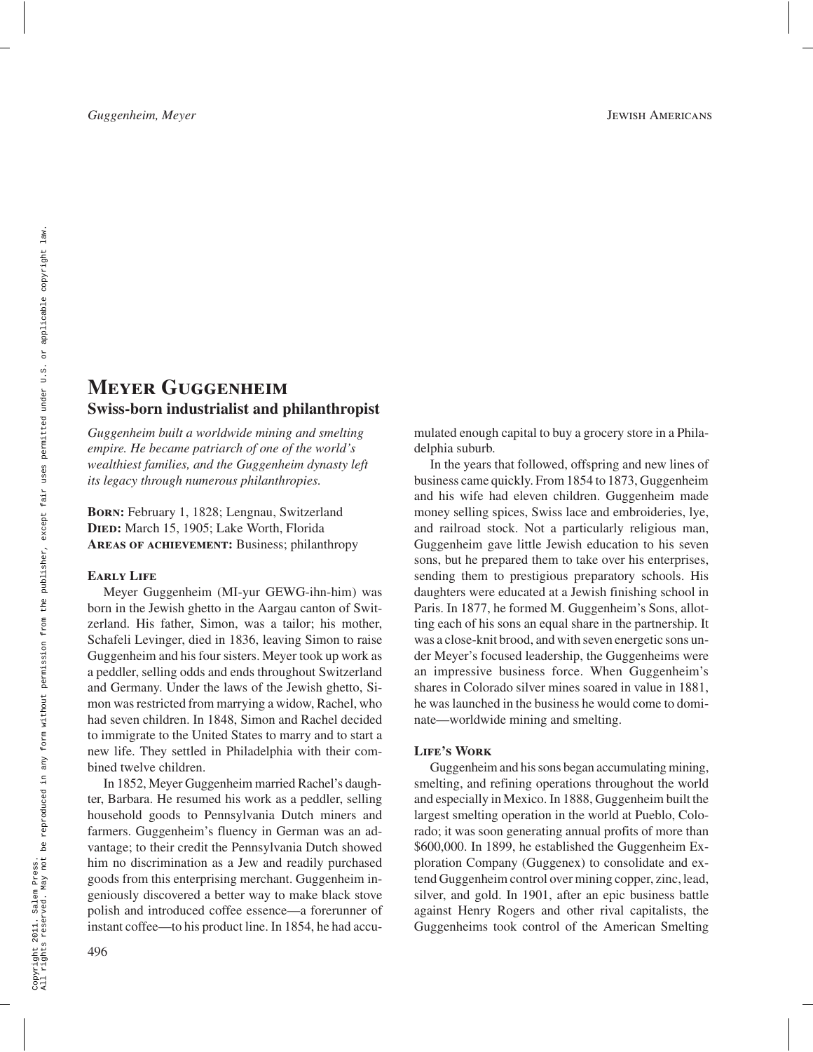# Meyer Guggenheim

## Swiss-born industrialist and philanthropist

*Guggenheim built a worldwide mining and smelting empire. He became patriarch of one of the world's wealthiest families, and the Guggenheim dynasty left its legacy through numerous philanthropies.*

**Born:** February 1, 1828; Lengnau, Switzerland
**Died:** March 15, 1905; Lake Worth, Florida
**Areas of achievement:** Business; philanthropy

### Early Life

Meyer Guggenheim (MI-yur GEWG-ihn-him) was born in the Jewish ghetto in the Aargau canton of Switzerland. His father, Simon, was a tailor; his mother, Schafeli Levinger, died in 1836, leaving Simon to raise Guggenheim and his four sisters. Meyer took up work as a peddler, selling odds and ends throughout Switzerland and Germany. Under the laws of the Jewish ghetto, Simon was restricted from marrying a widow, Rachel, who had seven children. In 1848, Simon and Rachel decided to immigrate to the United States to marry and to start a new life. They settled in Philadelphia with their combined twelve children.

In 1852, Meyer Guggenheim married Rachel's daughter, Barbara. He resumed his work as a peddler, selling household goods to Pennsylvania Dutch miners and farmers. Guggenheim's fluency in German was an advantage; to their credit the Pennsylvania Dutch showed him no discrimination as a Jew and readily purchased goods from this enterprising merchant. Guggenheim ingeniously discovered a better way to make black stove polish and introduced coffee essence—a forerunner of instant coffee—to his product line. In 1854, he had accumulated enough capital to buy a grocery store in a Philadelphia suburb.

In the years that followed, offspring and new lines of business came quickly. From 1854 to 1873, Guggenheim and his wife had eleven children. Guggenheim made money selling spices, Swiss lace and embroideries, lye, and railroad stock. Not a particularly religious man, Guggenheim gave little Jewish education to his seven sons, but he prepared them to take over his enterprises, sending them to prestigious preparatory schools. His daughters were educated at a Jewish finishing school in Paris. In 1877, he formed M. Guggenheim's Sons, allotting each of his sons an equal share in the partnership. It was a close-knit brood, and with seven energetic sons under Meyer's focused leadership, the Guggenheims were an impressive business force. When Guggenheim's shares in Colorado silver mines soared in value in 1881, he was launched in the business he would come to dominate—worldwide mining and smelting.

### Life's Work

Guggenheim and his sons began accumulating mining, smelting, and refining operations throughout the world and especially in Mexico. In 1888, Guggenheim built the largest smelting operation in the world at Pueblo, Colorado; it was soon generating annual profits of more than \$600,000. In 1899, he established the Guggenheim Exploration Company (Guggenex) to consolidate and extend Guggenheim control over mining copper, zinc, lead, silver, and gold. In 1901, after an epic business battle against Henry Rogers and other rival capitalists, the Guggenheims took control of the American Smelting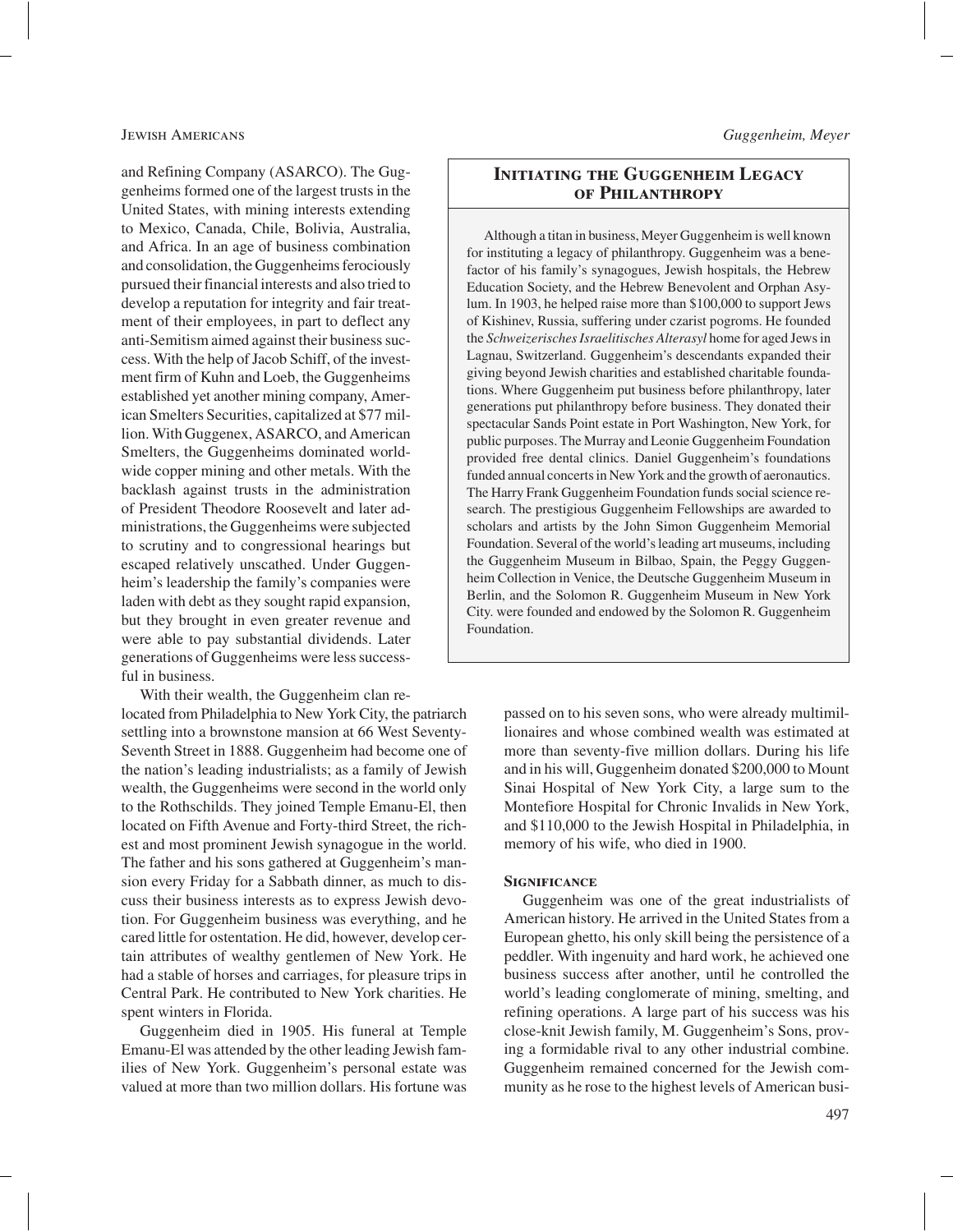and Refining Company (ASARCO). The Guggenheims formed one of the largest trusts in the United States, with mining interests extending to Mexico, Canada, Chile, Bolivia, Australia, and Africa. In an age of business combination and consolidation, the Guggenheims ferociously pursued their financial interests and also tried to develop a reputation for integrity and fair treatment of their employees, in part to deflect any anti-Semitism aimed against their business success. With the help of Jacob Schiff, of the investment firm of Kuhn and Loeb, the Guggenheims established yet another mining company, American Smelters Securities, capitalized at $77 million. With Guggenex, ASARCO, and American Smelters, the Guggenheims dominated worldwide copper mining and other metals. With the backlash against trusts in the administration of President Theodore Roosevelt and later administrations, the Guggenheims were subjected to scrutiny and to congressional hearings but escaped relatively unscathed. Under Guggenheim's leadership the family's companies were laden with debt as they sought rapid expansion, but they brought in even greater revenue and were able to pay substantial dividends. Later generations of Guggenheims were less successful in business.

With their wealth, the Guggenheim clan relocated from Philadelphia to New York City, the patriarch settling into a brownstone mansion at 66 West Seventy-Seventh Street in 1888. Guggenheim had become one of the nation's leading industrialists; as a family of Jewish wealth, the Guggenheims were second in the world only to the Rothschilds. They joined Temple Emanu-El, then located on Fifth Avenue and Forty-third Street, the richest and most prominent Jewish synagogue in the world. The father and his sons gathered at Guggenheim's mansion every Friday for a Sabbath dinner, as much to discuss their business interests as to express Jewish devotion. For Guggenheim business was everything, and he cared little for ostentation. He did, however, develop certain attributes of wealthy gentlemen of New York. He had a stable of horses and carriages, for pleasure trips in Central Park. He contributed to New York charities. He spent winters in Florida.

Guggenheim died in 1905. His funeral at Temple Emanu-El was attended by the other leading Jewish families of New York. Guggenheim's personal estate was valued at more than two million dollars. His fortune was passed on to his seven sons, who were already multimillionaires and whose combined wealth was estimated at more than seventy-five million dollars. During his life and in his will, Guggenheim donated $200,000 to Mount Sinai Hospital of New York City, a large sum to the Montefiore Hospital for Chronic Invalids in New York, and $110,000 to the Jewish Hospital in Philadelphia, in memory of his wife, who died in 1900.

### Initiating the Guggenheim Legacy of Philanthropy

Although a titan in business, Meyer Guggenheim is well known for instituting a legacy of philanthropy. Guggenheim was a benefactor of his family's synagogues, Jewish hospitals, the Hebrew Education Society, and the Hebrew Benevolent and Orphan Asylum. In 1903, he helped raise more than $100,000 to support Jews of Kishinev, Russia, suffering under czarist pogroms. He founded the *Schweizerisches Israelitisches Alterasyl* home for aged Jews in Lagnau, Switzerland. Guggenheim's descendants expanded their giving beyond Jewish charities and established charitable foundations. Where Guggenheim put business before philanthropy, later generations put philanthropy before business. They donated their spectacular Sands Point estate in Port Washington, New York, for public purposes. The Murray and Leonie Guggenheim Foundation provided free dental clinics. Daniel Guggenheim's foundations funded annual concerts in New York and the growth of aeronautics. The Harry Frank Guggenheim Foundation funds social science research. The prestigious Guggenheim Fellowships are awarded to scholars and artists by the John Simon Guggenheim Memorial Foundation. Several of the world's leading art museums, including the Guggenheim Museum in Bilbao, Spain, the Peggy Guggenheim Collection in Venice, the Deutsche Guggenheim Museum in Berlin, and the Solomon R. Guggenheim Museum in New York City. were founded and endowed by the Solomon R. Guggenheim Foundation.

## Significance

Guggenheim was one of the great industrialists of American history. He arrived in the United States from a European ghetto, his only skill being the persistence of a peddler. With ingenuity and hard work, he achieved one business success after another, until he controlled the world's leading conglomerate of mining, smelting, and refining operations. A large part of his success was his close-knit Jewish family, M. Guggenheim's Sons, proving a formidable rival to any other industrial combine. Guggenheim remained concerned for the Jewish community as he rose to the highest levels of American busi-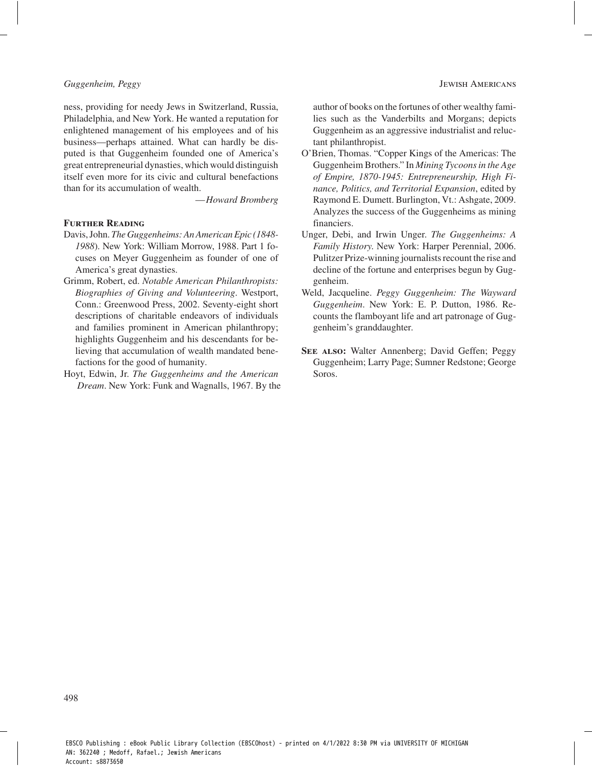ness, providing for needy Jews in Switzerland, Russia, Philadelphia, and New York. He wanted a reputation for enlightened management of his employees and of his business—perhaps attained. What can hardly be disputed is that Guggenheim founded one of America's great entrepreneurial dynasties, which would distinguish itself even more for its civic and cultural benefactions than for its accumulation of wealth.

—*Howard Bromberg*

## Further Reading

Davis, John. *The Guggenheims: An American Epic (1848-1988)*. New York: William Morrow, 1988. Part 1 focuses on Meyer Guggenheim as founder of one of America's great dynasties.

Grimm, Robert, ed. *Notable American Philanthropists: Biographies of Giving and Volunteering*. Westport, Conn.: Greenwood Press, 2002. Seventy-eight short descriptions of charitable endeavors of individuals and families prominent in American philanthropy; highlights Guggenheim and his descendants for believing that accumulation of wealth mandated benefactions for the good of humanity.

Hoyt, Edwin, Jr. *The Guggenheims and the American Dream*. New York: Funk and Wagnalls, 1967. By the author of books on the fortunes of other wealthy families such as the Vanderbilts and Morgans; depicts Guggenheim as an aggressive industrialist and reluctant philanthropist.

O'Brien, Thomas. "Copper Kings of the Americas: The Guggenheim Brothers." In *Mining Tycoons in the Age of Empire, 1870-1945: Entrepreneurship, High Finance, Politics, and Territorial Expansion*, edited by Raymond E. Dumett. Burlington, Vt.: Ashgate, 2009. Analyzes the success of the Guggenheims as mining financiers.

Unger, Debi, and Irwin Unger. *The Guggenheims: A Family History*. New York: Harper Perennial, 2006. Pulitzer Prize-winning journalists recount the rise and decline of the fortune and enterprises begun by Guggenheim.

Weld, Jacqueline. *Peggy Guggenheim: The Wayward Guggenheim*. New York: E. P. Dutton, 1986. Recounts the flamboyant life and art patronage of Guggenheim's granddaughter.

**See also:** Walter Annenberg; David Geffen; Peggy Guggenheim; Larry Page; Sumner Redstone; George Soros.